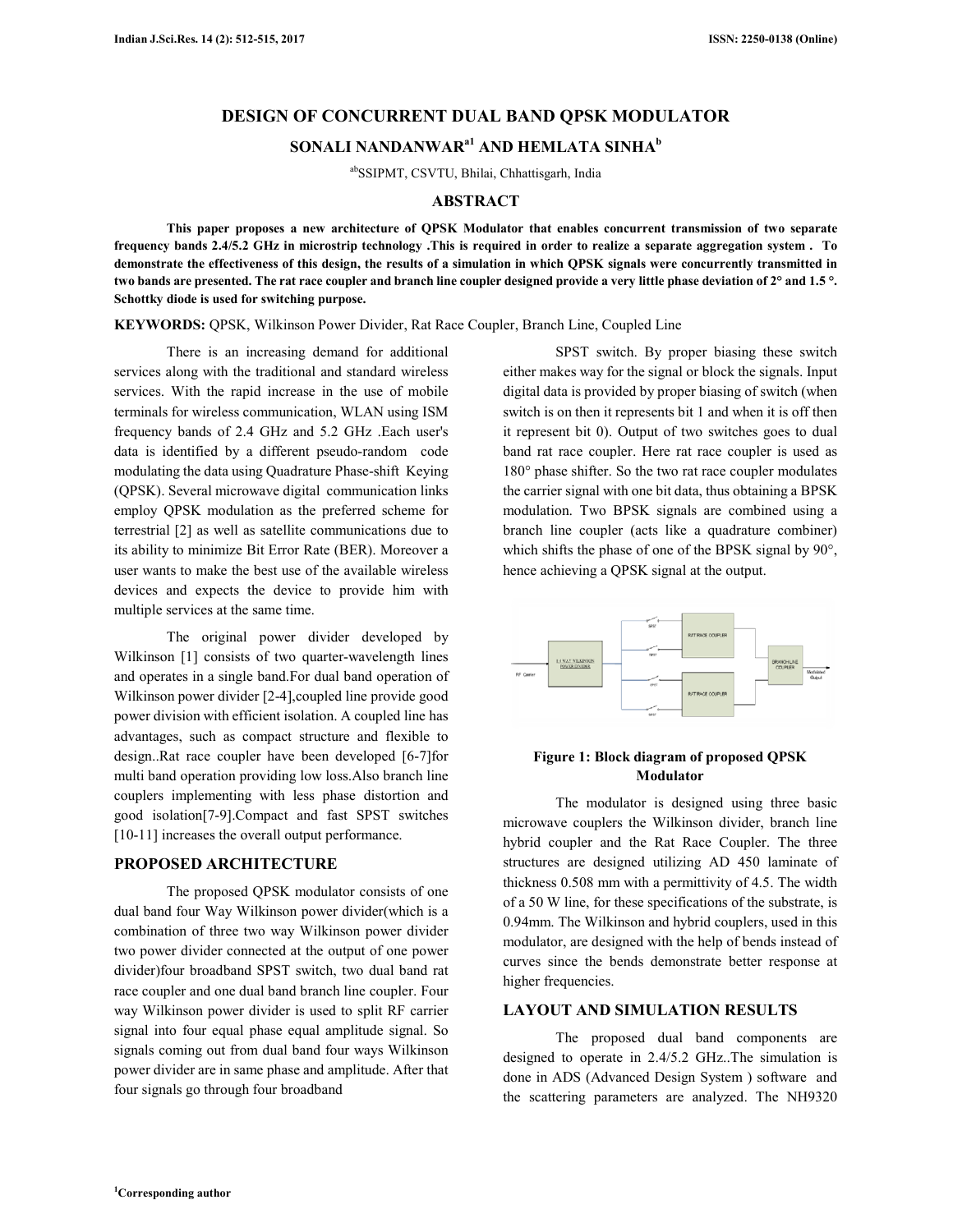# DESIGN OF CONCURRENT DUAL BAND QPSK MODULATOR

## SONALI NANDANWAR[a1] AND HEMLATA SINHA[b]

[ab]SSIPMT, CSVTU, Bhilai, Chhattisgarh, India

## ABSTRACT

**This paper proposes a new architecture of QPSK Modulator that enables concurrent transmission of two separate frequency bands 2.4/5.2 GHz in microstrip technology .This is required in order to realize a separate aggregation system . To demonstrate the effectiveness of this design, the results of a simulation in which QPSK signals were concurrently transmitted in two bands are presented. The rat race coupler and branch line coupler designed provide a very little phase deviation of 2° and 1.5 °. Schottky diode is used for switching purpose.**

**KEYWORDS:** QPSK, Wilkinson Power Divider, Rat Race Coupler, Branch Line, Coupled Line

There is an increasing demand for additional services along with the traditional and standard wireless services. With the rapid increase in the use of mobile terminals for wireless communication, WLAN using ISM frequency bands of 2.4 GHz and 5.2 GHz .Each user's data is identified by a different pseudo-random code modulating the data using Quadrature Phase-shift Keying (QPSK). Several microwave digital communication links employ QPSK modulation as the preferred scheme for terrestrial [2] as well as satellite communications due to its ability to minimize Bit Error Rate (BER). Moreover a user wants to make the best use of the available wireless devices and expects the device to provide him with multiple services at the same time.

The original power divider developed by Wilkinson [1] consists of two quarter-wavelength lines and operates in a single band.For dual band operation of Wilkinson power divider [2-4],coupled line provide good power division with efficient isolation. A coupled line has advantages, such as compact structure and flexible to design..Rat race coupler have been developed [6-7]for multi band operation providing low loss.Also branch line couplers implementing with less phase distortion and good isolation[7-9].Compact and fast SPST switches [10-11] increases the overall output performance.

## PROPOSED ARCHITECTURE

The proposed QPSK modulator consists of one dual band four Way Wilkinson power divider(which is a combination of three two way Wilkinson power divider two power divider connected at the output of one power divider)four broadband SPST switch, two dual band rat race coupler and one dual band branch line coupler. Four way Wilkinson power divider is used to split RF carrier signal into four equal phase equal amplitude signal. So signals coming out from dual band four ways Wilkinson power divider are in same phase and amplitude. After that four signals go through four broadband SPST switch. By proper biasing these switch either makes way for the signal or block the signals. Input digital data is provided by proper biasing of switch (when switch is on then it represents bit 1 and when it is off then it represent bit 0). Output of two switches goes to dual band rat race coupler. Here rat race coupler is used as 180° phase shifter. So the two rat race coupler modulates the carrier signal with one bit data, thus obtaining a BPSK modulation. Two BPSK signals are combined using a branch line coupler (acts like a quadrature combiner) which shifts the phase of one of the BPSK signal by 90°, hence achieving a QPSK signal at the output.

RF Carrier

1:4 WAY WILKINSON POWER DIVIDER

SPST

SPST

SPST

SPST

RAT RACE COUPLER

RAT RACE COUPLER

BRANCH LINE COUPLER

Modulated Output

**Figure 1: Block diagram of proposed QPSK Modulator**

The modulator is designed using three basic microwave couplers the Wilkinson divider, branch line hybrid coupler and the Rat Race Coupler. The three structures are designed utilizing AD 450 laminate of thickness 0.508 mm with a permittivity of 4.5. The width of a 50 W line, for these specifications of the substrate, is 0.94mm. The Wilkinson and hybrid couplers, used in this modulator, are designed with the help of bends instead of curves since the bends demonstrate better response at higher frequencies.

## LAYOUT AND SIMULATION RESULTS

The proposed dual band components are designed to operate in 2.4/5.2 GHz..The simulation is done in ADS (Advanced Design System ) software and the scattering parameters are analyzed. The NH9320

[1]Corresponding author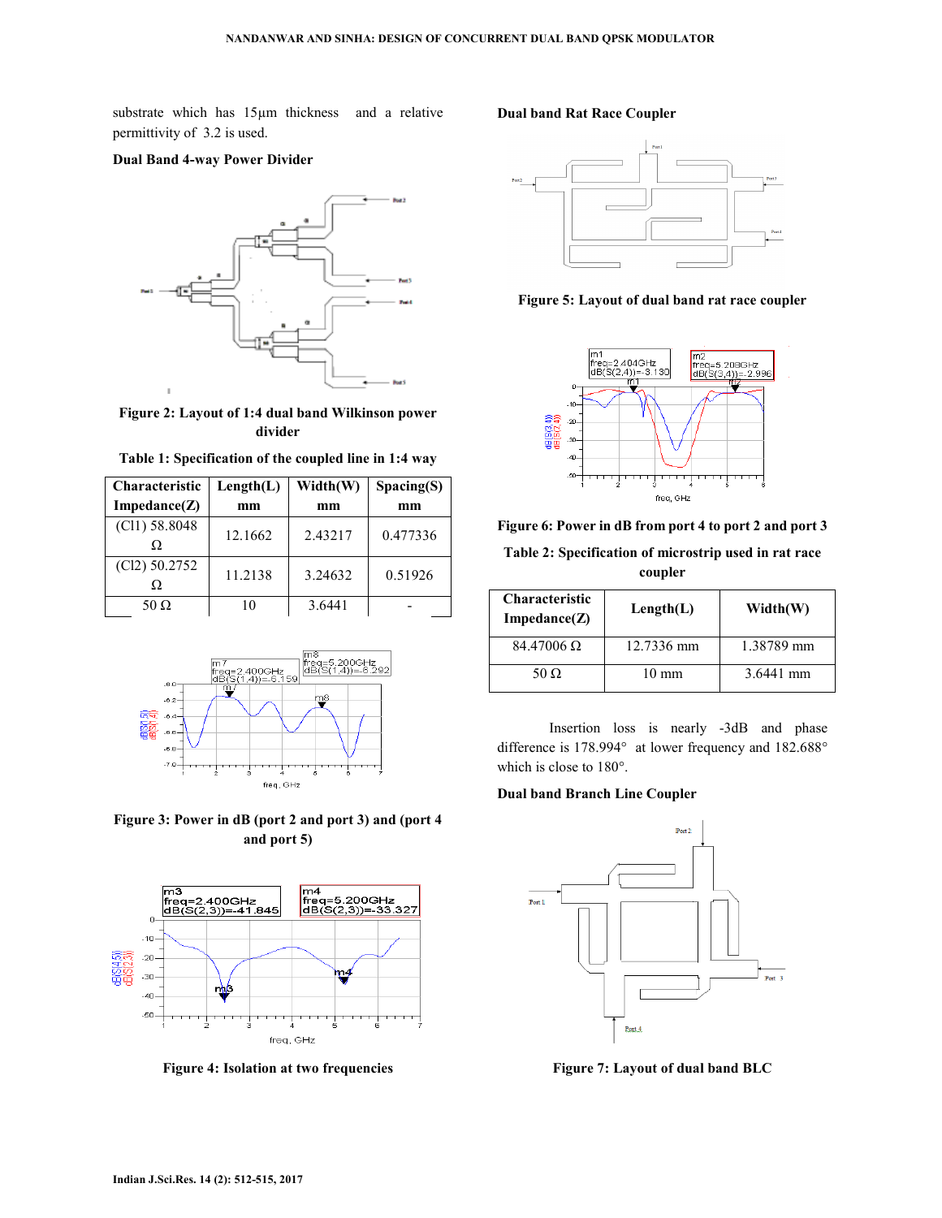substrate which has 15µm thickness and a relative permittivity of 3.2 is used.

**Dual Band 4-way Power Divider**

Port 2

Port 3

Port 4

Port 1

Port 5

**Figure 2: Layout of 1:4 dual band Wilkinson power divider**

**Table 1: Specification of the coupled line in 1:4 way**

| Characteristic Impedance(Z) | Length(L) mm | Width(W) mm | Spacing(S) mm |
|---|---|---|---|
| (Cl1) 58.8048 Ω | 12.1662 | 2.43217 | 0.477336 |
| (Cl2) 50.2752 Ω | 11.2138 | 3.24632 | 0.51926 |
| 50 Ω | 10 | 3.6441 | - |

m7
freq=2.400GHz
dB(S(1,4))=-6.159

m8
freq=5.200GHz
dB(S(1,4))=-6.292

dB(S(1,5))
dB(S(1,4))

freq, GHz

**Figure 3: Power in dB (port 2 and port 3) and (port 4 and port 5)**

m3
freq=2.400GHz
dB(S(2,3))=-41.845

m4
freq=5.200GHz
dB(S(2,3))=-33.327

dB(S(4,5))
dB(S(2,3))

freq, GHz

**Figure 4: Isolation at two frequencies**

**Dual band Rat Race Coupler**

Port 1

Port 2

Port 3

Port 4

**Figure 5: Layout of dual band rat race coupler**

m1
freq=2.404GHz
dB(S(2,4))=-3.130

m2
freq=5.208GHz
dB(S(3,4))=-2.996

dB(S(3,4))
dB(S(2,4))

freq, GHz

**Figure 6: Power in dB from port 4 to port 2 and port 3**

**Table 2: Specification of microstrip used in rat race coupler**

| Characteristic Impedance(Z) | Length(L) | Width(W) |
|---|---|---|
| 84.47006 Ω | 12.7336 mm | 1.38789 mm |
| 50 Ω | 10 mm | 3.6441 mm |

Insertion loss is nearly -3dB and phase difference is 178.994° at lower frequency and 182.688° which is close to 180°.

**Dual band Branch Line Coupler**

Port 2

Port 1

Port 3

Port 4

**Figure 7: Layout of dual band BLC**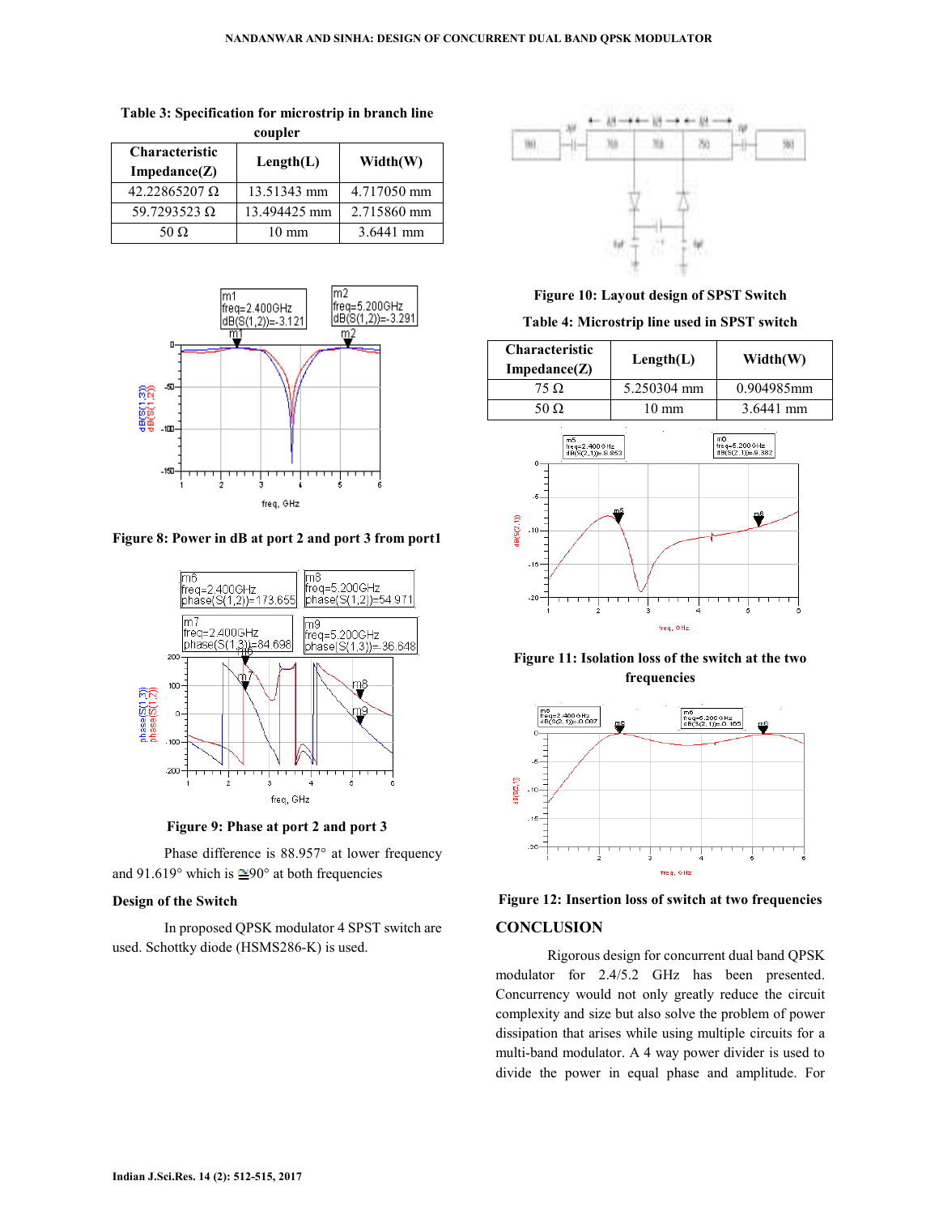**Table 3: Specification for microstrip in branch line coupler**

| Characteristic Impedance(Z) | Length(L) | Width(W) |
|---|---|---|
| 42.22865207 Ω | 13.51343 mm | 4.717050 mm |
| 59.7293523 Ω | 13.494425 mm | 2.715860 mm |
| 50 Ω | 10 mm | 3.6441 mm |

m1
freq=2.400GHz
dB(S(1,2))=-3.121

m2
freq=5.200GHz
dB(S(1,2))=-3.291

dB(S(1,3))
dB(S(1,2))

freq, GHz

**Figure 8: Power in dB at port 2 and port 3 from port1**

m6
freq=2.400GHz
phase(S(1,2))=173.655

m8
freq=5.200GHz
phase(S(1,2))=54.971

m7
freq=2.400GHz
phase(S(1,3))=84.698

m9
freq=5.200GHz
phase(S(1,3))=-36.648

phase(S(1,3))
phase(S(1,2))

freq, GHz

**Figure 9: Phase at port 2 and port 3**

Phase difference is 88.957° at lower frequency and 91.619° which is ≅90° at both frequencies

**Design of the Switch**

In proposed QPSK modulator 4 SPST switch are used. Schottky diode (HSMS286-K) is used.

**Figure 10: Layout design of SPST Switch**

**Table 4: Microstrip line used in SPST switch**

| Characteristic Impedance(Z) | Length(L) | Width(W) |
|---|---|---|
| 75 Ω | 5.250304 mm | 0.904985mm |
| 50 Ω | 10 mm | 3.6441 mm |

m5
freq=2.400GHz
dB(S(2,1))=-8.853

m6
freq=5.200GHz
dB(S(2,1))=-9.382

dB(S(2,1))

freq, GHz

**Figure 11: Isolation loss of the switch at the two frequencies**

m5
freq=2.400GHz
dB(S(2,1))=-0.087

m6
freq=5.200GHz
dB(S(2,1))=-0.105

dB(S(2,1))

freq, GHz

**Figure 12: Insertion loss of switch at two frequencies**

## CONCLUSION

Rigorous design for concurrent dual band QPSK modulator for 2.4/5.2 GHz has been presented. Concurrency would not only greatly reduce the circuit complexity and size but also solve the problem of power dissipation that arises while using multiple circuits for a multi-band modulator. A 4 way power divider is used to divide the power in equal phase and amplitude. For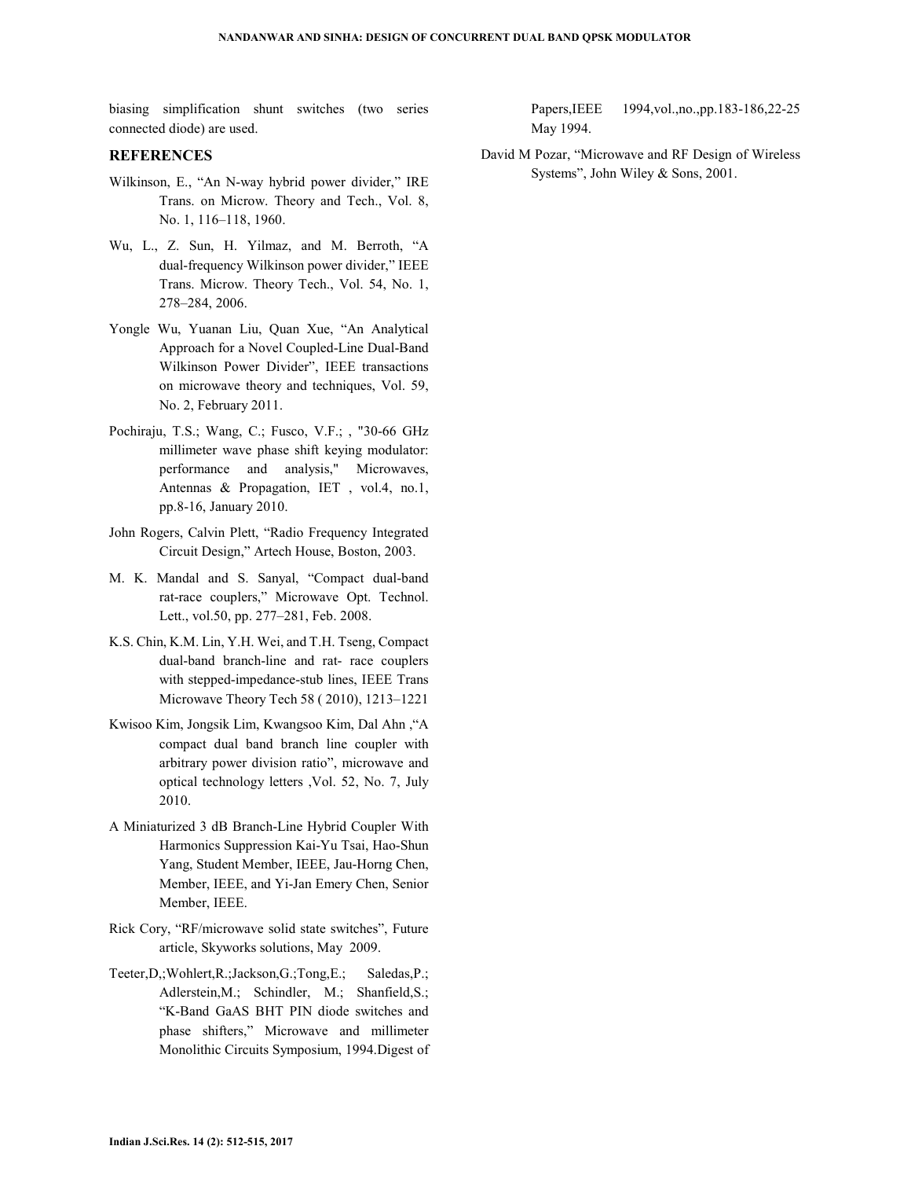biasing simplification shunt switches (two series connected diode) are used.

## REFERENCES

Wilkinson, E., "An N-way hybrid power divider," IRE Trans. on Microw. Theory and Tech., Vol. 8, No. 1, 116–118, 1960.

Wu, L., Z. Sun, H. Yilmaz, and M. Berroth, "A dual-frequency Wilkinson power divider," IEEE Trans. Microw. Theory Tech., Vol. 54, No. 1, 278–284, 2006.

Yongle Wu, Yuanan Liu, Quan Xue, "An Analytical Approach for a Novel Coupled-Line Dual-Band Wilkinson Power Divider", IEEE transactions on microwave theory and techniques, Vol. 59, No. 2, February 2011.

Pochiraju, T.S.; Wang, C.; Fusco, V.F.; , "30-66 GHz millimeter wave phase shift keying modulator: performance and analysis," Microwaves, Antennas & Propagation, IET , vol.4, no.1, pp.8-16, January 2010.

John Rogers, Calvin Plett, "Radio Frequency Integrated Circuit Design," Artech House, Boston, 2003.

M. K. Mandal and S. Sanyal, "Compact dual-band rat-race couplers," Microwave Opt. Technol. Lett., vol.50, pp. 277–281, Feb. 2008.

K.S. Chin, K.M. Lin, Y.H. Wei, and T.H. Tseng, Compact dual-band branch-line and rat- race couplers with stepped-impedance-stub lines, IEEE Trans Microwave Theory Tech 58 ( 2010), 1213–1221

Kwisoo Kim, Jongsik Lim, Kwangsoo Kim, Dal Ahn ,"A compact dual band branch line coupler with arbitrary power division ratio", microwave and optical technology letters ,Vol. 52, No. 7, July 2010.

A Miniaturized 3 dB Branch-Line Hybrid Coupler With Harmonics Suppression Kai-Yu Tsai, Hao-Shun Yang, Student Member, IEEE, Jau-Horng Chen, Member, IEEE, and Yi-Jan Emery Chen, Senior Member, IEEE.

Rick Cory, "RF/microwave solid state switches", Future article, Skyworks solutions, May 2009.

Teeter,D,;Wohlert,R.;Jackson,G.;Tong,E.; Saledas,P.; Adlerstein,M.; Schindler, M.; Shanfield,S.; "K-Band GaAS BHT PIN diode switches and phase shifters," Microwave and millimeter Monolithic Circuits Symposium, 1994.Digest of Papers,IEEE 1994,vol.,no.,pp.183-186,22-25 May 1994.

David M Pozar, "Microwave and RF Design of Wireless Systems", John Wiley & Sons, 2001.